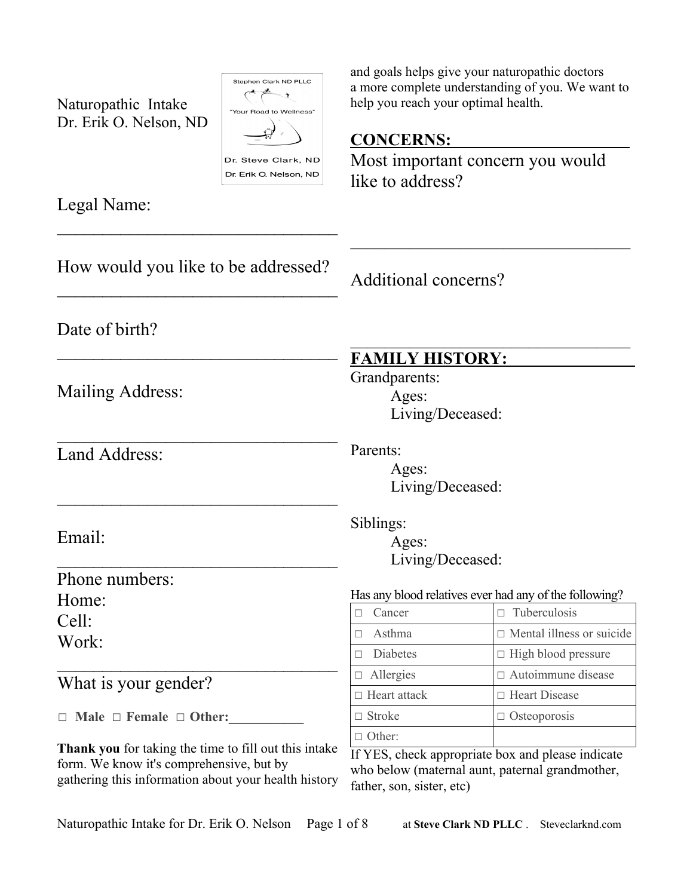Naturopathic Intake
Dr. Erik O. Nelson, ND

Stephen Clark ND PLLC
"Your Road to Wellness"
Dr. Steve Clark, ND
Dr. Erik O. Nelson, ND

Legal Name:
_________________________________

How would you like to be addressed?
_________________________________

Date of birth?
_________________________________

Mailing Address:

_________________________________

Land Address:

_________________________________

Email:
_________________________________

Phone numbers:
Home:
Cell:
Work:
_________________________________

What is your gender?

**☐ Male ☐ Female ☐ Other:___________**

**Thank you** for taking the time to fill out this intake form. We know it's comprehensive, but by gathering this information about your health history and goals helps give your naturopathic doctors a more complete understanding of you. We want to help you reach your optimal health.

## CONCERNS:

Most important concern you would like to address?

_________________________________

Additional concerns?

_________________________________

## FAMILY HISTORY:

Grandparents:
- Ages:
- Living/Deceased:

Parents:
- Ages:
- Living/Deceased:

Siblings:
- Ages:
- Living/Deceased:

Has any blood relatives ever had any of the following?

| | |
|---|---|
| ☐ Cancer | ☐ Tuberculosis |
| ☐ Asthma | ☐ Mental illness or suicide |
| ☐ Diabetes | ☐ High blood pressure |
| ☐ Allergies | ☐ Autoimmune disease |
| ☐ Heart attack | ☐ Heart Disease |
| ☐ Stroke | ☐ Osteoporosis |
| ☐ Other: | |

If YES, check appropriate box and please indicate who below (maternal aunt, paternal grandmother, father, son, sister, etc)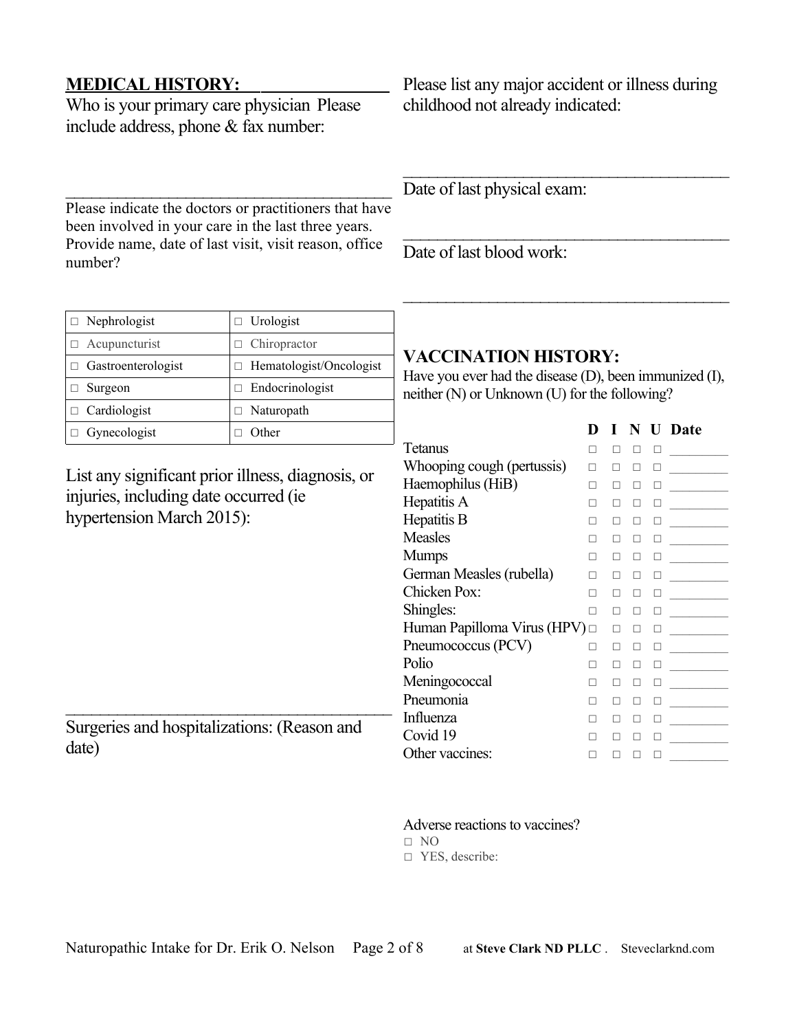## MEDICAL HISTORY:

Who is your primary care physician Please include address, phone & fax number:

\_\_\_\_\_\_\_\_\_\_\_\_\_\_\_\_\_\_\_\_\_\_\_\_\_\_\_\_\_\_\_\_\_\_\_\_\_\_\_\_

Please indicate the doctors or practitioners that have been involved in your care in the last three years. Provide name, date of last visit, visit reason, office number?

| | |
|---|---|
| □ Nephrologist | □ Urologist |
| □ Acupuncturist | □ Chiropractor |
| □ Gastroenterologist | □ Hematologist/Oncologist |
| □ Surgeon | □ Endocrinologist |
| □ Cardiologist | □ Naturopath |
| □ Gynecologist | □ Other |

List any significant prior illness, diagnosis, or injuries, including date occurred (ie hypertension March 2015):

\_\_\_\_\_\_\_\_\_\_\_\_\_\_\_\_\_\_\_\_\_\_\_\_\_\_\_\_\_\_\_\_\_\_\_\_\_\_\_\_

Surgeries and hospitalizations: (Reason and date)

Please list any major accident or illness during childhood not already indicated:

\_\_\_\_\_\_\_\_\_\_\_\_\_\_\_\_\_\_\_\_\_\_\_\_\_\_\_\_\_\_\_\_\_\_\_\_\_\_\_\_

Date of last physical exam:

\_\_\_\_\_\_\_\_\_\_\_\_\_\_\_\_\_\_\_\_\_\_\_\_\_\_\_\_\_\_\_\_\_\_\_\_\_\_\_\_

Date of last blood work:

\_\_\_\_\_\_\_\_\_\_\_\_\_\_\_\_\_\_\_\_\_\_\_\_\_\_\_\_\_\_\_\_\_\_\_\_\_\_\_\_

## VACCINATION HISTORY:

Have you ever had the disease (D), been immunized (I), neither (N) or Unknown (U) for the following?

| | D | I | N | U | Date |
|---|---|---|---|---|---|
| Tetanus | □ | □ | □ | □ | \_\_\_\_\_\_\_\_ |
| Whooping cough (pertussis) | □ | □ | □ | □ | \_\_\_\_\_\_\_\_ |
| Haemophilus (HiB) | □ | □ | □ | □ | \_\_\_\_\_\_\_\_ |
| Hepatitis A | □ | □ | □ | □ | \_\_\_\_\_\_\_\_ |
| Hepatitis B | □ | □ | □ | □ | \_\_\_\_\_\_\_\_ |
| Measles | □ | □ | □ | □ | \_\_\_\_\_\_\_\_ |
| Mumps | □ | □ | □ | □ | \_\_\_\_\_\_\_\_ |
| German Measles (rubella) | □ | □ | □ | □ | \_\_\_\_\_\_\_\_ |
| Chicken Pox: | □ | □ | □ | □ | \_\_\_\_\_\_\_\_ |
| Shingles: | □ | □ | □ | □ | \_\_\_\_\_\_\_\_ |
| Human Papilloma Virus (HPV) | □ | □ | □ | □ | \_\_\_\_\_\_\_\_ |
| Pneumococcus (PCV) | □ | □ | □ | □ | \_\_\_\_\_\_\_\_ |
| Polio | □ | □ | □ | □ | \_\_\_\_\_\_\_\_ |
| Meningococcal | □ | □ | □ | □ | \_\_\_\_\_\_\_\_ |
| Pneumonia | □ | □ | □ | □ | \_\_\_\_\_\_\_\_ |
| Influenza | □ | □ | □ | □ | \_\_\_\_\_\_\_\_ |
| Covid 19 | □ | □ | □ | □ | \_\_\_\_\_\_\_\_ |
| Other vaccines: | □ | □ | □ | □ | \_\_\_\_\_\_\_\_ |

Adverse reactions to vaccines?

□ NO

□ YES, describe: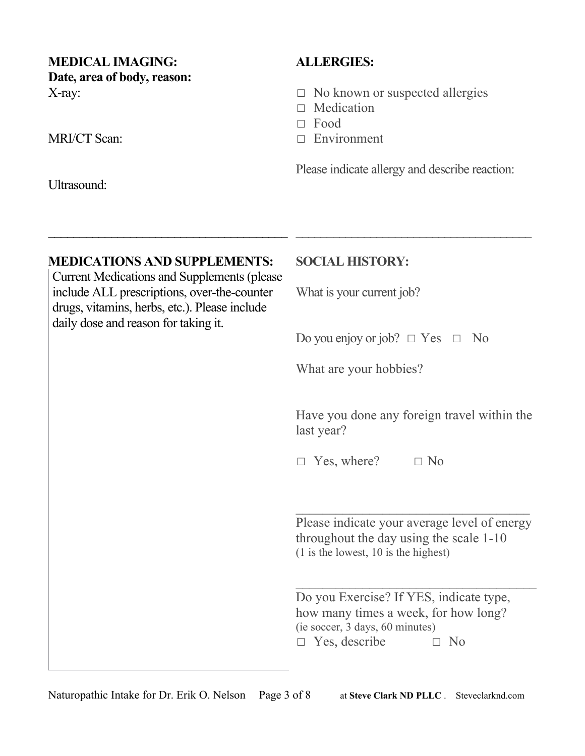## MEDICAL IMAGING:

**Date, area of body, reason:**

X-ray:

MRI/CT Scan:

Ultrasound:

## ALLERGIES:

- □ No known or suspected allergies
- □ Medication
- □ Food
- □ Environment

Please indicate allergy and describe reaction:

## MEDICATIONS AND SUPPLEMENTS:

Current Medications and Supplements (please include ALL prescriptions, over-the-counter drugs, vitamins, herbs, etc.). Please include daily dose and reason for taking it.

## SOCIAL HISTORY:

What is your current job?

Do you enjoy or job? □ Yes □ No

What are your hobbies?

Have you done any foreign travel within the last year?

□ Yes, where? □ No

Please indicate your average level of energy throughout the day using the scale 1-10
(1 is the lowest, 10 is the highest)

Do you Exercise? If YES, indicate type, how many times a week, for how long?
(ie soccer, 3 days, 60 minutes)

□ Yes, describe □ No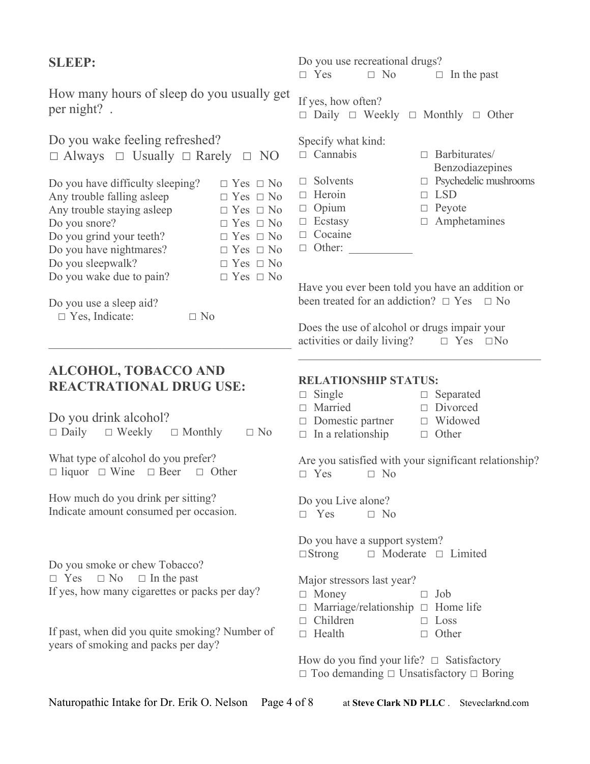## SLEEP:

How many hours of sleep do you usually get per night? .

Do you wake feeling refreshed?
□ Always □ Usually □ Rarely □ NO

Do you have difficulty sleeping? □ Yes □ No
Any trouble falling asleep □ Yes □ No
Any trouble staying asleep □ Yes □ No
Do you snore? □ Yes □ No
Do you grind your teeth? □ Yes □ No
Do you have nightmares? □ Yes □ No
Do you sleepwalk? □ Yes □ No
Do you wake due to pain? □ Yes □ No

Do you use a sleep aid?
□ Yes, Indicate: □ No

---

## ALCOHOL, TOBACCO AND REACTRATIONAL DRUG USE:

Do you drink alcohol?
□ Daily □ Weekly □ Monthly □ No

What type of alcohol do you prefer?
□ liquor □ Wine □ Beer □ Other

How much do you drink per sitting?
Indicate amount consumed per occasion.

Do you smoke or chew Tobacco?
□ Yes □ No □ In the past
If yes, how many cigarettes or packs per day?

If past, when did you quite smoking? Number of years of smoking and packs per day?

Do you use recreational drugs?
□ Yes □ No □ In the past

If yes, how often?
□ Daily □ Weekly □ Monthly □ Other

Specify what kind:
□ Cannabis
□ Solvents
□ Heroin
□ Opium
□ Ecstasy
□ Cocaine
□ Other: ___________
□ Barbiturates/ Benzodiazepines
□ Psychedelic mushrooms
□ LSD
□ Peyote
□ Amphetamines

Have you ever been told you have an addition or been treated for an addiction? □ Yes □ No

Does the use of alcohol or drugs impair your activities or daily living? □ Yes □No

---

**RELATIONSHIP STATUS:**
□ Single
□ Married
□ Domestic partner
□ In a relationship
□ Separated
□ Divorced
□ Widowed
□ Other

Are you satisfied with your significant relationship?
□ Yes □ No

Do you Live alone?
□ Yes □ No

Do you have a support system?
□Strong □ Moderate □ Limited

Major stressors last year?
□ Money
□ Marriage/relationship
□ Children
□ Health
□ Job
□ Home life
□ Loss
□ Other

How do you find your life? □ Satisfactory
□ Too demanding □ Unsatisfactory □ Boring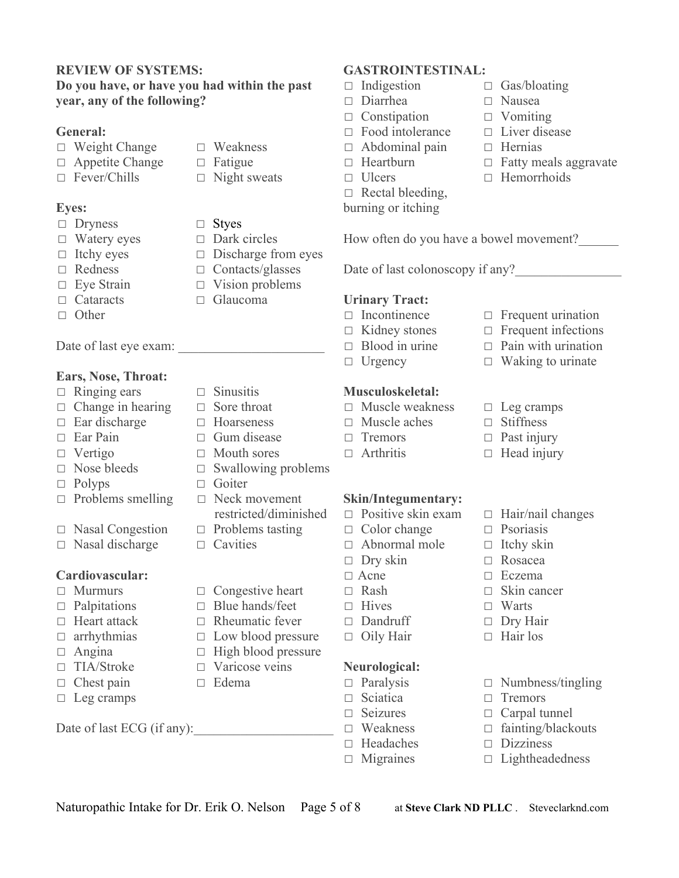**REVIEW OF SYSTEMS:**
**Do you have, or have you had within the past year, any of the following?**

**General:**

- □ Weight Change
- □ Weakness
- □ Appetite Change
- □ Fatigue
- □ Fever/Chills
- □ Night sweats

**Eyes:**

- □ Dryness
- □ Styes
- □ Watery eyes
- □ Dark circles
- □ Itchy eyes
- □ Discharge from eyes
- □ Redness
- □ Contacts/glasses
- □ Eye Strain
- □ Vision problems
- □ Cataracts
- □ Glaucoma
- □ Other

Date of last eye exam: ______________________

**Ears, Nose, Throat:**

- □ Ringing ears
- □ Sinusitis
- □ Change in hearing
- □ Sore throat
- □ Ear discharge
- □ Hoarseness
- □ Ear Pain
- □ Gum disease
- □ Vertigo
- □ Mouth sores
- □ Nose bleeds
- □ Swallowing problems
- □ Polyps
- □ Goiter
- □ Problems smelling
- □ Neck movement restricted/diminished
- □ Nasal Congestion
- □ Problems tasting
- □ Nasal discharge
- □ Cavities

**Cardiovascular:**

- □ Murmurs
- □ Congestive heart
- □ Palpitations
- □ Blue hands/feet
- □ Heart attack
- □ Rheumatic fever
- □ arrhythmias
- □ Low blood pressure
- □ Angina
- □ High blood pressure
- □ TIA/Stroke
- □ Varicose veins
- □ Chest pain
- □ Edema
- □ Leg cramps

Date of last ECG (if any):_____________________

**GASTROINTESTINAL:**

- □ Indigestion
- □ Gas/bloating
- □ Diarrhea
- □ Nausea
- □ Constipation
- □ Vomiting
- □ Food intolerance
- □ Liver disease
- □ Abdominal pain
- □ Hernias
- □ Heartburn
- □ Fatty meals aggravate
- □ Ulcers
- □ Hemorrhoids
- □ Rectal bleeding, burning or itching

How often do you have a bowel movement?______

Date of last colonoscopy if any?________________

**Urinary Tract:**

- □ Incontinence
- □ Frequent urination
- □ Kidney stones
- □ Frequent infections
- □ Blood in urine
- □ Pain with urination
- □ Urgency
- □ Waking to urinate

**Musculoskeletal:**

- □ Muscle weakness
- □ Leg cramps
- □ Muscle aches
- □ Stiffness
- □ Tremors
- □ Past injury
- □ Arthritis
- □ Head injury

**Skin/Integumentary:**

- □ Positive skin exam
- □ Hair/nail changes
- □ Color change
- □ Psoriasis
- □ Abnormal mole
- □ Itchy skin
- □ Dry skin
- □ Rosacea
- □ Acne
- □ Eczema
- □ Rash
- □ Skin cancer
- □ Hives
- □ Warts
- □ Dandruff
- □ Dry Hair
- □ Oily Hair
- □ Hair los

**Neurological:**

- □ Paralysis
- □ Numbness/tingling
- □ Sciatica
- □ Tremors
- □ Seizures
- □ Carpal tunnel
- □ Weakness
- □ fainting/blackouts
- □ Headaches
- □ Dizziness
- □ Migraines
- □ Lightheadedness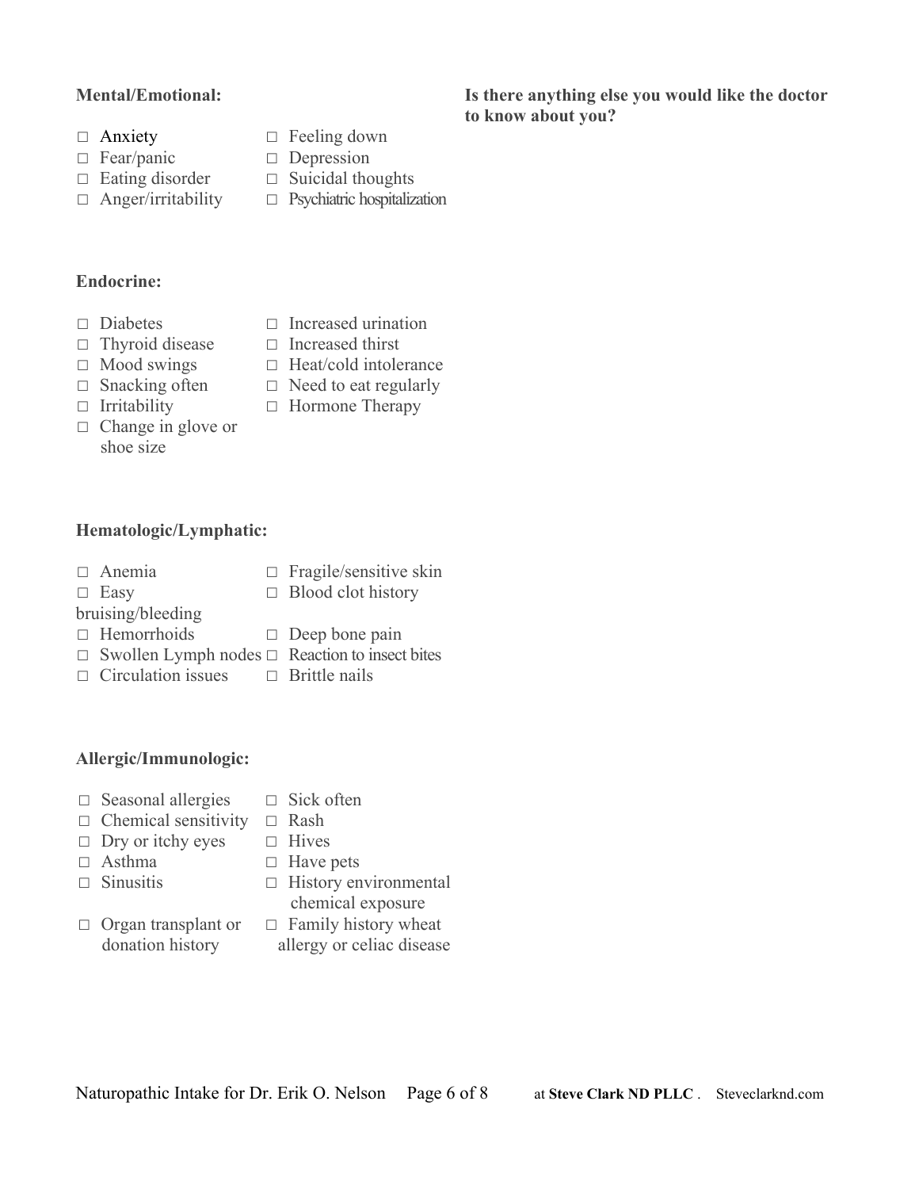**Mental/Emotional:**

- □ Anxiety
- □ Fear/panic
- □ Eating disorder
- □ Anger/irritability
- □ Feeling down
- □ Depression
- □ Suicidal thoughts
- □ Psychiatric hospitalization

**Endocrine:**

- □ Diabetes
- □ Thyroid disease
- □ Mood swings
- □ Snacking often
- □ Irritability
- □ Change in glove or shoe size
- □ Increased urination
- □ Increased thirst
- □ Heat/cold intolerance
- □ Need to eat regularly
- □ Hormone Therapy

**Hematologic/Lymphatic:**

- □ Anemia
- □ Easy bruising/bleeding
- □ Hemorrhoids
- □ Swollen Lymph nodes
- □ Circulation issues
- □ Fragile/sensitive skin
- □ Blood clot history
- □ Deep bone pain
- □ Reaction to insect bites
- □ Brittle nails

**Allergic/Immunologic:**

- □ Seasonal allergies
- □ Chemical sensitivity
- □ Dry or itchy eyes
- □ Asthma
- □ Sinusitis
- □ Organ transplant or donation history
- □ Sick often
- □ Rash
- □ Hives
- □ Have pets
- □ History environmental chemical exposure
- □ Family history wheat allergy or celiac disease

**Is there anything else you would like the doctor to know about you?**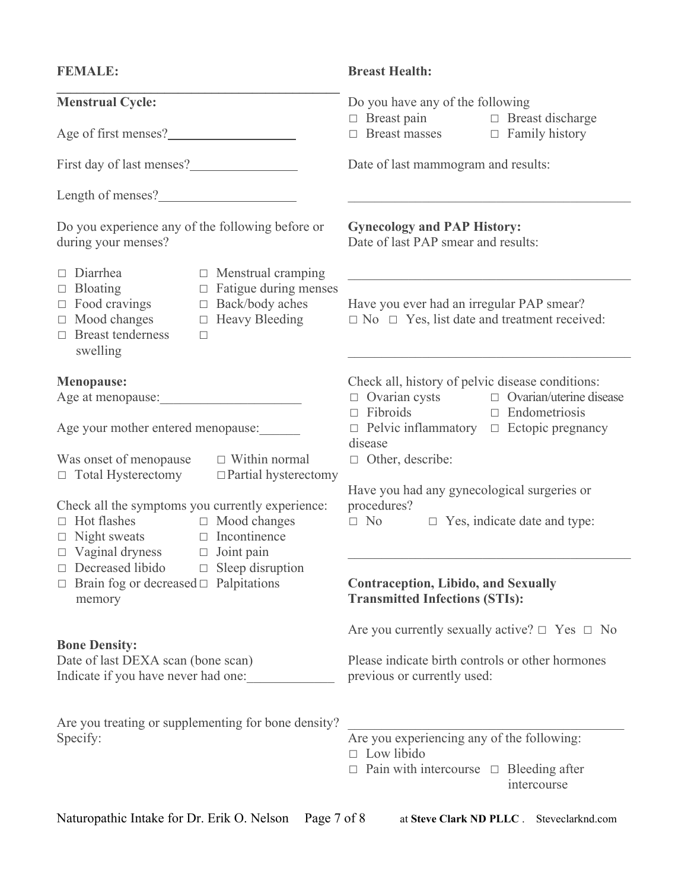**FEMALE:**

**Menstrual Cycle:**

Age of first menses?____________________

First day of last menses?________________

Length of menses?_____________________

Do you experience any of the following before or during your menses?

- □ Diarrhea
- □ Bloating
- □ Food cravings
- □ Mood changes
- □ Breast tenderness swelling
- □ Menstrual cramping
- □ Fatigue during menses
- □ Back/body aches
- □ Heavy Bleeding
- □

**Menopause:**

Age at menopause:_____________________

Age your mother entered menopause:______

Was onset of menopause □ Within normal
□ Total Hysterectomy □ Partial hysterectomy

Check all the symptoms you currently experience:

- □ Hot flashes
- □ Night sweats
- □ Vaginal dryness
- □ Decreased libido
- □ Brain fog or decreased memory
- □ Mood changes
- □ Incontinence
- □ Joint pain
- □ Sleep disruption
- □ Palpitations

**Bone Density:**

Date of last DEXA scan (bone scan)
Indicate if you have never had one:_____________

Are you treating or supplementing for bone density?
Specify:

**Breast Health:**

Do you have any of the following

- □ Breast pain
- □ Breast masses
- □ Breast discharge
- □ Family history

Date of last mammogram and results:

___________________________________________

**Gynecology and PAP History:**
Date of last PAP smear and results:

___________________________________________

Have you ever had an irregular PAP smear?
□ No □ Yes, list date and treatment received:

___________________________________________

Check all, history of pelvic disease conditions:

- □ Ovarian cysts
- □ Fibroids
- □ Pelvic inflammatory disease
- □ Ovarian/uterine disease
- □ Endometriosis
- □ Ectopic pregnancy
- □ Other, describe:

Have you had any gynecological surgeries or procedures?
□ No □ Yes, indicate date and type:

___________________________________________

**Contraception, Libido, and Sexually Transmitted Infections (STIs):**

Are you currently sexually active? □ Yes □ No

Please indicate birth controls or other hormones previous or currently used:

___________________________________________

Are you experiencing any of the following:

- □ Low libido
- □ Pain with intercourse
- □ Bleeding after intercourse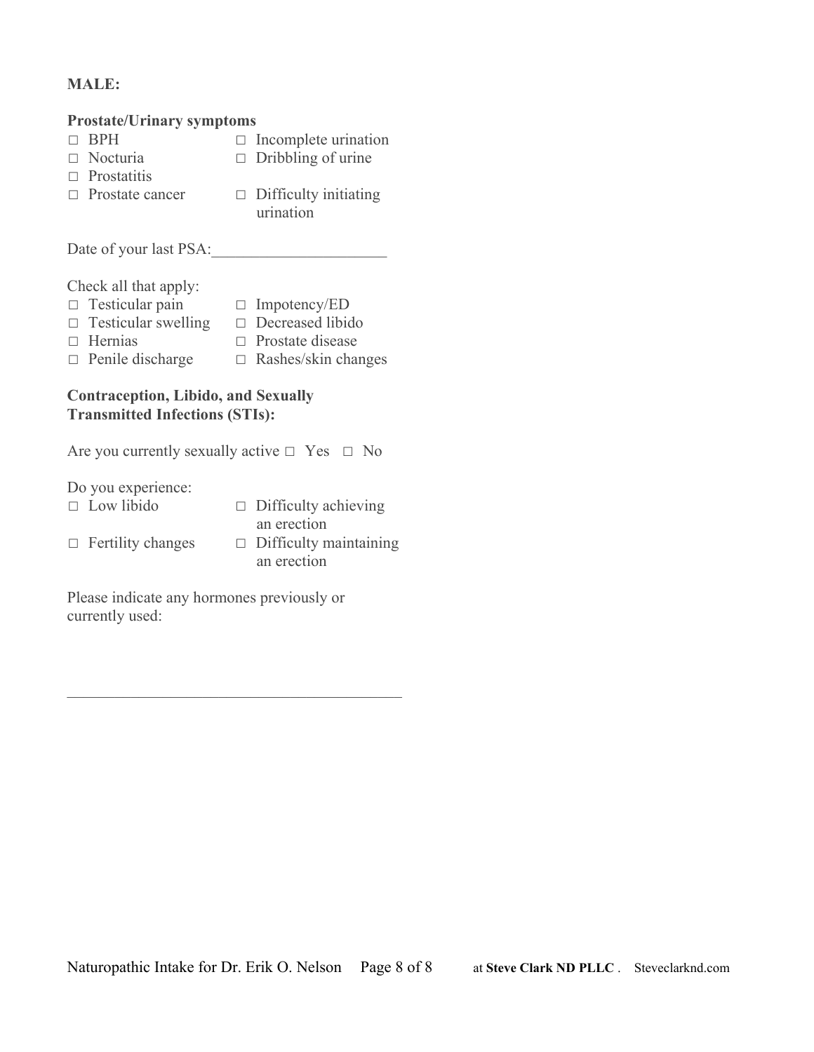**MALE:**

**Prostate/Urinary symptoms**

- □ BPH
- □ Incomplete urination
- □ Nocturia
- □ Dribbling of urine
- □ Prostatitis
- □ Prostate cancer
- □ Difficulty initiating urination

Date of your last PSA:______________________

Check all that apply:

- □ Testicular pain
- □ Impotency/ED
- □ Testicular swelling
- □ Decreased libido
- □ Hernias
- □ Prostate disease
- □ Penile discharge
- □ Rashes/skin changes

**Contraception, Libido, and Sexually Transmitted Infections (STIs):**

Are you currently sexually active □ Yes □ No

Do you experience:

- □ Low libido
- □ Difficulty achieving an erection
- □ Fertility changes
- □ Difficulty maintaining an erection

Please indicate any hormones previously or currently used:

_____________________________________________